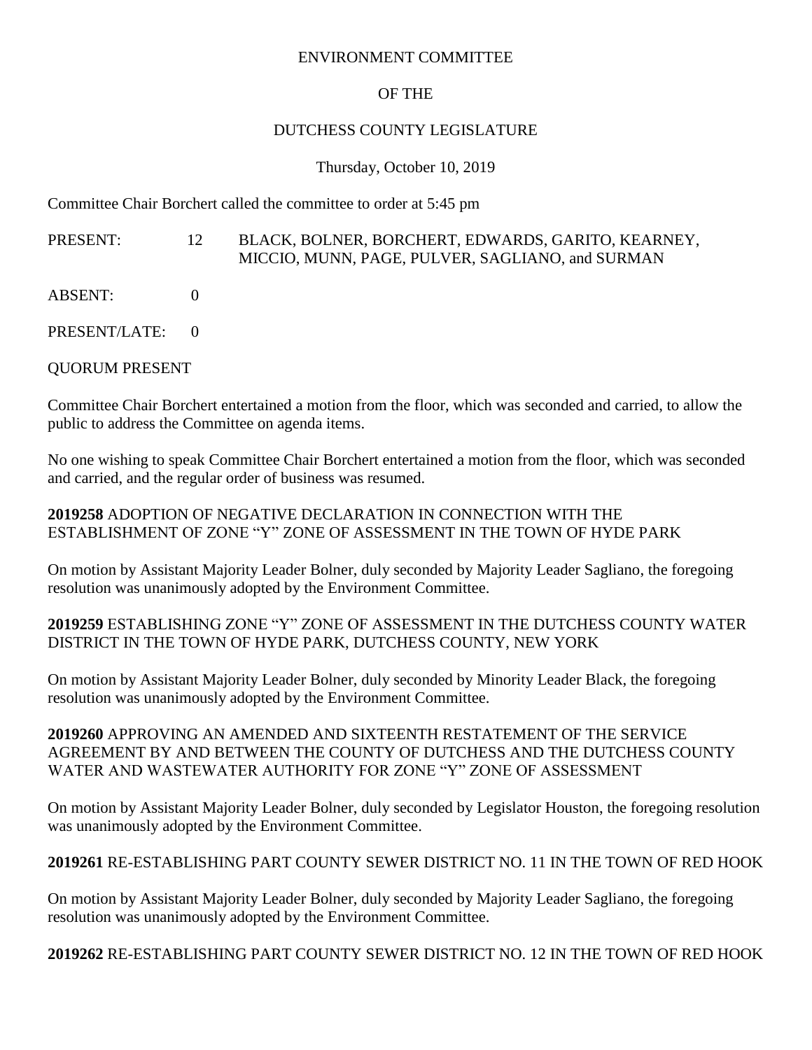ENVIRONMENT COMMITTEE

OF THE

DUTCHESS COUNTY LEGISLATURE

Thursday, October 10, 2019

Committee Chair Borchert called the committee to order at 5:45 pm

PRESENT: 12 BLACK, BOLNER, BORCHERT, EDWARDS, GARITO, KEARNEY, MICCIO, MUNN, PAGE, PULVER, SAGLIANO, and SURMAN

ABSENT: 0

PRESENT/LATE: 0

QUORUM PRESENT

Committee Chair Borchert entertained a motion from the floor, which was seconded and carried, to allow the public to address the Committee on agenda items.

No one wishing to speak Committee Chair Borchert entertained a motion from the floor, which was seconded and carried, and the regular order of business was resumed.

**2019258** ADOPTION OF NEGATIVE DECLARATION IN CONNECTION WITH THE ESTABLISHMENT OF ZONE "Y" ZONE OF ASSESSMENT IN THE TOWN OF HYDE PARK

On motion by Assistant Majority Leader Bolner, duly seconded by Majority Leader Sagliano, the foregoing resolution was unanimously adopted by the Environment Committee.

**2019259** ESTABLISHING ZONE "Y" ZONE OF ASSESSMENT IN THE DUTCHESS COUNTY WATER DISTRICT IN THE TOWN OF HYDE PARK, DUTCHESS COUNTY, NEW YORK

On motion by Assistant Majority Leader Bolner, duly seconded by Minority Leader Black, the foregoing resolution was unanimously adopted by the Environment Committee.

**2019260** APPROVING AN AMENDED AND SIXTEENTH RESTATEMENT OF THE SERVICE AGREEMENT BY AND BETWEEN THE COUNTY OF DUTCHESS AND THE DUTCHESS COUNTY WATER AND WASTEWATER AUTHORITY FOR ZONE "Y" ZONE OF ASSESSMENT

On motion by Assistant Majority Leader Bolner, duly seconded by Legislator Houston, the foregoing resolution was unanimously adopted by the Environment Committee.

**2019261** RE-ESTABLISHING PART COUNTY SEWER DISTRICT NO. 11 IN THE TOWN OF RED HOOK

On motion by Assistant Majority Leader Bolner, duly seconded by Majority Leader Sagliano, the foregoing resolution was unanimously adopted by the Environment Committee.

**2019262** RE-ESTABLISHING PART COUNTY SEWER DISTRICT NO. 12 IN THE TOWN OF RED HOOK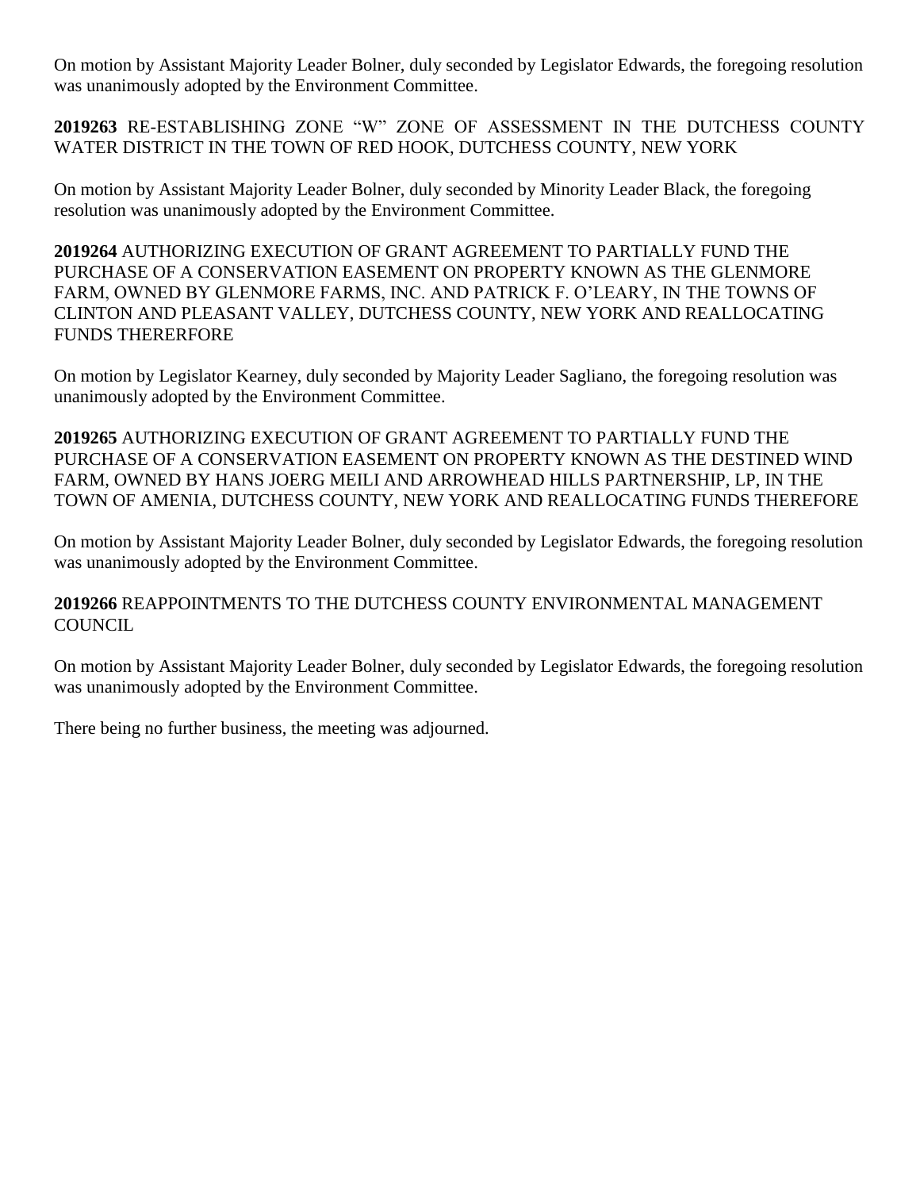On motion by Assistant Majority Leader Bolner, duly seconded by Legislator Edwards, the foregoing resolution was unanimously adopted by the Environment Committee.

**2019263** RE-ESTABLISHING ZONE "W" ZONE OF ASSESSMENT IN THE DUTCHESS COUNTY WATER DISTRICT IN THE TOWN OF RED HOOK, DUTCHESS COUNTY, NEW YORK

On motion by Assistant Majority Leader Bolner, duly seconded by Minority Leader Black, the foregoing resolution was unanimously adopted by the Environment Committee.

**2019264** AUTHORIZING EXECUTION OF GRANT AGREEMENT TO PARTIALLY FUND THE PURCHASE OF A CONSERVATION EASEMENT ON PROPERTY KNOWN AS THE GLENMORE FARM, OWNED BY GLENMORE FARMS, INC. AND PATRICK F. O'LEARY, IN THE TOWNS OF CLINTON AND PLEASANT VALLEY, DUTCHESS COUNTY, NEW YORK AND REALLOCATING FUNDS THERERFORE

On motion by Legislator Kearney, duly seconded by Majority Leader Sagliano, the foregoing resolution was unanimously adopted by the Environment Committee.

**2019265** AUTHORIZING EXECUTION OF GRANT AGREEMENT TO PARTIALLY FUND THE PURCHASE OF A CONSERVATION EASEMENT ON PROPERTY KNOWN AS THE DESTINED WIND FARM, OWNED BY HANS JOERG MEILI AND ARROWHEAD HILLS PARTNERSHIP, LP, IN THE TOWN OF AMENIA, DUTCHESS COUNTY, NEW YORK AND REALLOCATING FUNDS THEREFORE

On motion by Assistant Majority Leader Bolner, duly seconded by Legislator Edwards, the foregoing resolution was unanimously adopted by the Environment Committee.

**2019266** REAPPOINTMENTS TO THE DUTCHESS COUNTY ENVIRONMENTAL MANAGEMENT COUNCIL

On motion by Assistant Majority Leader Bolner, duly seconded by Legislator Edwards, the foregoing resolution was unanimously adopted by the Environment Committee.

There being no further business, the meeting was adjourned.